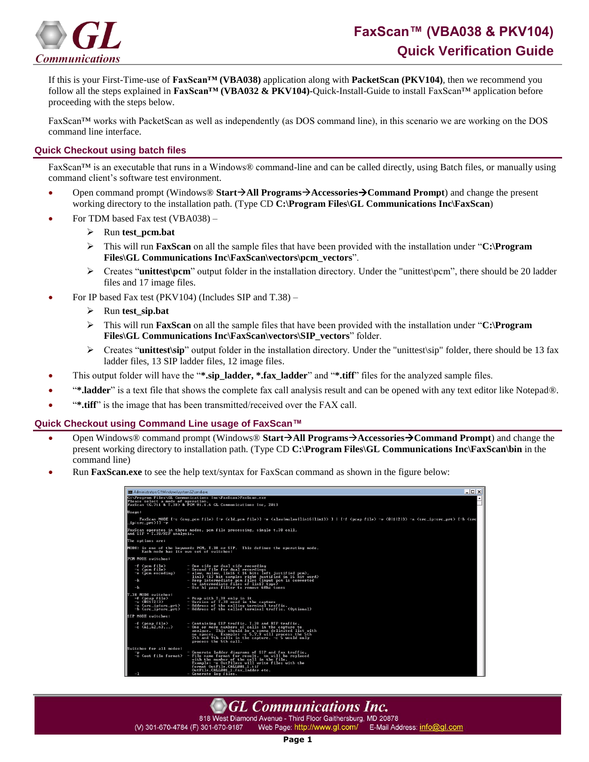# FaxScan™ (VBA038 & PKV104) Quick Verification Guide

If this is your First-Time-use of **FaxScan™ (VBA038)** application along with **PacketScan (PKV104)**, then we recommend you follow all the steps explained in **FaxScan™ (VBA032 & PKV104)**-Quick-Install-Guide to install FaxScan™ application before proceeding with the steps below.

FaxScan™ works with PacketScan as well as independently (as DOS command line), in this scenario we are working on the DOS command line interface.

## Quick Checkout using batch files

FaxScan™ is an executable that runs in a Windows® command-line and can be called directly, using Batch files, or manually using command client's software test environment.

- Open command prompt (Windows® **Start→All Programs→Accessories→Command Prompt**) and change the present working directory to the installation path. (Type CD **C:\Program Files\GL Communications Inc\FaxScan**)
- For TDM based Fax test (VBA038) –
  - Run **test_pcm.bat**
  - This will run **FaxScan** on all the sample files that have been provided with the installation under "**C:\Program Files\GL Communications Inc\FaxScan\vectors\pcm_vectors**".
  - Creates "**unittest\pcm**" output folder in the installation directory. Under the "unittest\pcm", there should be 20 ladder files and 17 image files.
- For IP based Fax test (PKV104) (Includes SIP and T.38) –
  - Run **test_sip.bat**
  - This will run **FaxScan** on all the sample files that have been provided with the installation under "**C:\Program Files\GL Communications Inc\FaxScan\vectors\SIP_vectors**" folder.
  - Creates "**unittest\sip**" output folder in the installation directory. Under the "unittest\sip" folder, there should be 13 fax ladder files, 13 SIP ladder files, 12 image files.
- This output folder will have the "***.sip_ladder, *.fax_ladder**" and "***.tiff**" files for the analyzed sample files.
- "***.ladder**" is a text file that shows the complete fax call analysis result and can be opened with any text editor like Notepad®.
- "***.tiff**" is the image that has been transmitted/received over the FAX call.

## Quick Checkout using Command Line usage of FaxScan™

- Open Windows® command prompt (Windows® **Start→All Programs→Accessories→Command Prompt**) and change the present working directory to installation path. (Type CD **C:\Program Files\GL Communications Inc\FaxScan\bin** in the command line)
- Run **FaxScan.exe** to see the help text/syntax for FaxScan command as shown in the figure below:

```
C:\Program Files\GL Communications Inc\FaxScan>FaxScan.exe
Please select a mode of operation.
FaxScan (G.711 & T.38) & PCM V01.1.6 GL Communications Inc, 2013

Usage:

    FaxScan MODE [-c <cmy_pcm file> [-r <cld_pcm file>] -e <alaw|mulaw|lin16|lin13> ] | [-f <pcap file> -v <0|1|2|3> -a <src_ip:src_prt> [-b <src_ip:src_prt>]] -p

FaxScan operates in three modes, pcm file processing, single t.38 call,
and SIP + T.38/RTP analysis.

The options are:

MODE: is one of the keywords PCM, T.38 or SIP.  This defines the operating mode.
      Each mode has its own set of switches:

PCM MODE switches:

    -f <pcm file>          - One side or dual side recording
    -s <pcm file>          - Second file for dual recordings
    -e <pcm encoding>      - alaw, mulaw, lin16 ( 16 bits left justified pcm),
                             lin13 (13 bit samples right justified in 16 bit word)
    -k                     - Keep intermediate pcm files (input pcm is converted
                             to intermediate files of lin13 type)
    -h                     - Use hi pass filter to remove 60Hz tones

T.38 MODE switches:
    -f <pcap file>         - Pcap with T.38 only in it
    -v <0|1|2|3>           - Version of T.38 used in the capture
    -a <src_ip:src_prt>    - Address of the calling terminal traffic.
    -b <src_ip:src_prt>    - Address of the called terminal traffic. (Optional)

SIP MODE switches:

    -f <pcap file>         - Containing SIP traffic, T.38 and RTP traffic.
    -c <n1,n2,n3...>       - One or more numbers of calls in the capture to
                             analyze.  This should be a comma delimited list with
                             no spaces.  Example: -c 5,7,9 will process the 5th
                             7th and 9th calls in the capture. -c 5 would only
                             process the 5th call.

Switches for all modes:
    -p                     - Generate ladder diagrams of SIP and fax traffic.
    -o <out file format>   - File name format for result.  %n will be replaced
                             with the number of the call in the file.
                             Example: -o OutFile%n will write files with the
                             format OutFile_CALL001_1.tif
                             OutFile_CALL001_1.fax_ladder etc.
    -l                     - Generate log files.
```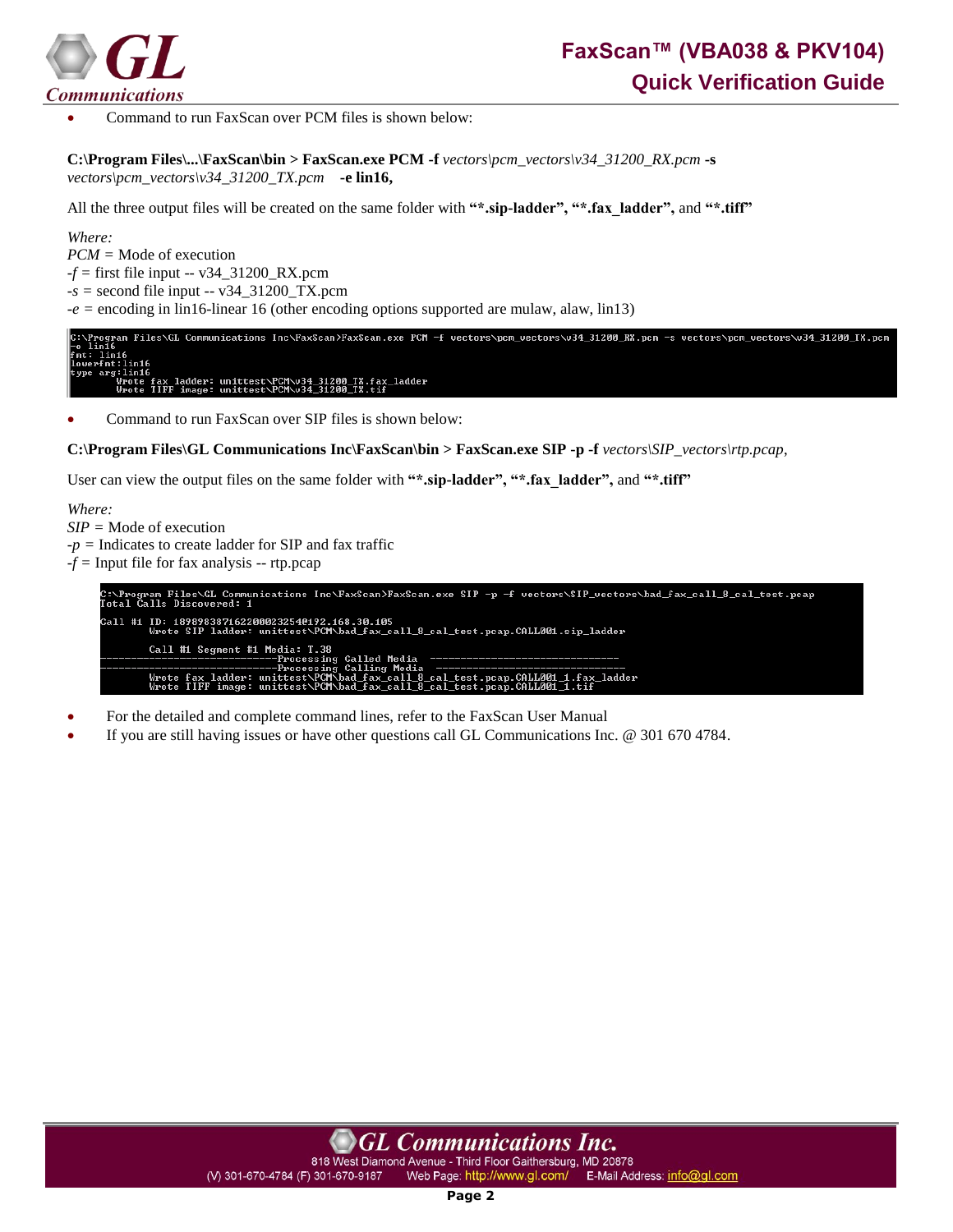- Command to run FaxScan over PCM files is shown below:

**C:\Program Files\...\FaxScan\bin > FaxScan.exe PCM -f** *vectors\pcm_vectors\v34_31200_RX.pcm* **-s** *vectors\pcm_vectors\v34_31200_TX.pcm* **-e lin16,**

All the three output files will be created on the same folder with **"*.sip-ladder", "*.fax_ladder",** and **"*.tiff"**

*Where:*
*PCM* = Mode of execution
*-f* = first file input -- v34_31200_RX.pcm
*-s* = second file input -- v34_31200_TX.pcm
*-e* = encoding in lin16-linear 16 (other encoding options supported are mulaw, alaw, lin13)

```
C:\Program Files\GL Communications Inc\FaxScan>FaxScan.exe PCM -f vectors\pcm_vectors\v34_31200_RX.pcm -s vectors\pcm_vectors\v34_31200_TX.pcm
-e lin16
fmt: lin16
lowerfmt:lin16
type arg:lin16
        Wrote fax ladder: unittest\PCM\v34_31200_TX.fax_ladder
        Wrote TIFF image: unittest\PCM\v34_31200_TX.tif
```

- Command to run FaxScan over SIP files is shown below:

**C:\Program Files\GL Communications Inc\FaxScan\bin > FaxScan.exe SIP -p -f** *vectors\SIP_vectors\rtp.pcap*,

User can view the output files on the same folder with **"*.sip-ladder", "*.fax_ladder",** and **"*.tiff"**

*Where:*
*SIP* = Mode of execution
*-p* = Indicates to create ladder for SIP and fax traffic
*-f* = Input file for fax analysis -- rtp.pcap

```
C:\Program Files\GL Communications Inc\FaxScan>FaxScan.exe SIP -p -f vectors\SIP_vectors\bad_fax_call_8_cal_test.pcap
Total Calls Discovered: 1

Call #1 ID: 1898983871622000232540192.168.30.105
        Wrote SIP ladder: unittest\PCM\bad_fax_call_8_cal_test.pcap.CALL001.sip_ladder

        Call #1 Segment #1 Media: T.38
----------------------------Processing Called Media  ------------------------------
----------------------------Processing Calling Media  ------------------------------
        Wrote fax ladder: unittest\PCM\bad_fax_call_8_cal_test.pcap.CALL001_1.fax_ladder
        Wrote TIFF image: unittest\PCM\bad_fax_call_8_cal_test.pcap.CALL001_1.tif
```

- For the detailed and complete command lines, refer to the FaxScan User Manual
- If you are still having issues or have other questions call GL Communications Inc. @ 301 670 4784.